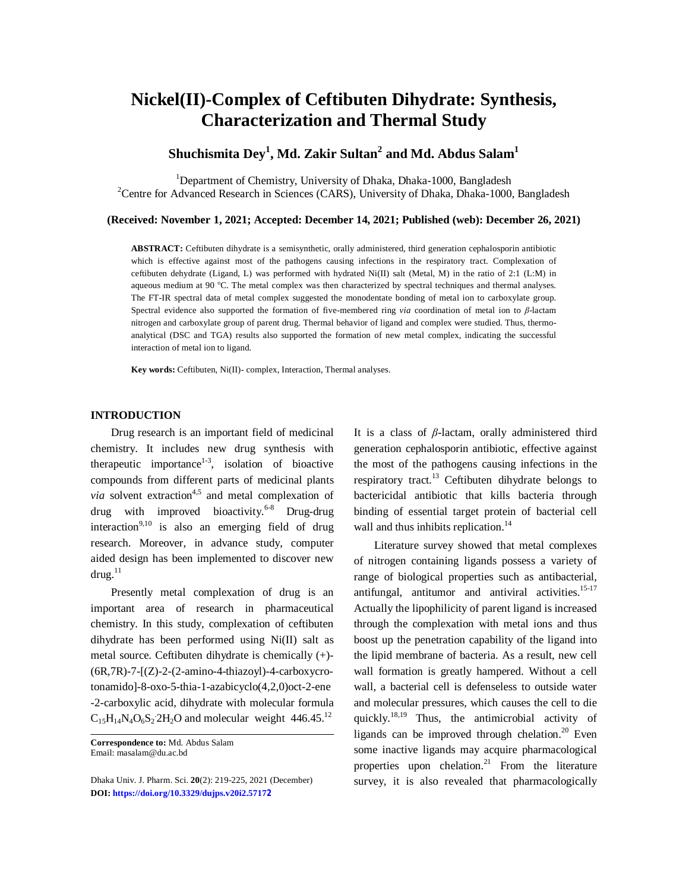# Nickel(II)-Complex of Ceftibuten Dihydrate: Synthesis, Characterization and Thermal Study

**Shuchismita Dey[1], Md. Zakir Sultan[2] and Md. Abdus Salam[1]**

[1]Department of Chemistry, University of Dhaka, Dhaka-1000, Bangladesh
[2]Centre for Advanced Research in Sciences (CARS), University of Dhaka, Dhaka-1000, Bangladesh

**(Received: November 1, 2021; Accepted: December 14, 2021; Published (web): December 26, 2021)**

**ABSTRACT:** Ceftibuten dihydrate is a semisynthetic, orally administered, third generation cephalosporin antibiotic which is effective against most of the pathogens causing infections in the respiratory tract. Complexation of ceftibuten dehydrate (Ligand, L) was performed with hydrated Ni(II) salt (Metal, M) in the ratio of 2:1 (L:M) in aqueous medium at 90 °C. The metal complex was then characterized by spectral techniques and thermal analyses. The FT-IR spectral data of metal complex suggested the monodentate bonding of metal ion to carboxylate group. Spectral evidence also supported the formation of five-membered ring *via* coordination of metal ion to *β*-lactam nitrogen and carboxylate group of parent drug. Thermal behavior of ligand and complex were studied. Thus, thermo-analytical (DSC and TGA) results also supported the formation of new metal complex, indicating the successful interaction of metal ion to ligand.

**Key words:** Ceftibuten, Ni(II)- complex, Interaction, Thermal analyses.

## INTRODUCTION

Drug research is an important field of medicinal chemistry. It includes new drug synthesis with therapeutic importance[1-3], isolation of bioactive compounds from different parts of medicinal plants *via* solvent extraction[4,5] and metal complexation of drug with improved bioactivity.[6-8] Drug-drug interaction[9,10] is also an emerging field of drug research. Moreover, in advance study, computer aided design has been implemented to discover new drug.[11]

Presently metal complexation of drug is an important area of research in pharmaceutical chemistry. In this study, complexation of ceftibuten dihydrate has been performed using Ni(II) salt as metal source. Ceftibuten dihydrate is chemically (+)-(6R,7R)-7-[(Z)-2-(2-amino-4-thiazoyl)-4-carboxycrotonamido]-8-oxo-5-thia-1-azabicyclo(4,2,0)oct-2-ene -2-carboxylic acid, dihydrate with molecular formula $C_{15}H_{14}N_4O_6S_2{\cdot}2H_2O$ and molecular weight 446.45.[12] It is a class of *β*-lactam, orally administered third generation cephalosporin antibiotic, effective against the most of the pathogens causing infections in the respiratory tract.[13] Ceftibuten dihydrate belongs to bactericidal antibiotic that kills bacteria through binding of essential target protein of bacterial cell wall and thus inhibits replication.[14]

Literature survey showed that metal complexes of nitrogen containing ligands possess a variety of range of biological properties such as antibacterial, antifungal, antitumor and antiviral activities.[15-17] Actually the lipophilicity of parent ligand is increased through the complexation with metal ions and thus boost up the penetration capability of the ligand into the lipid membrane of bacteria. As a result, new cell wall formation is greatly hampered. Without a cell wall, a bacterial cell is defenseless to outside water and molecular pressures, which causes the cell to die quickly.[18,19] Thus, the antimicrobial activity of ligands can be improved through chelation.[20] Even some inactive ligands may acquire pharmacological properties upon chelation.[21] From the literature survey, it is also revealed that pharmacologically

**Correspondence to:** Md. Abdus Salam
Email: masalam@du.ac.bd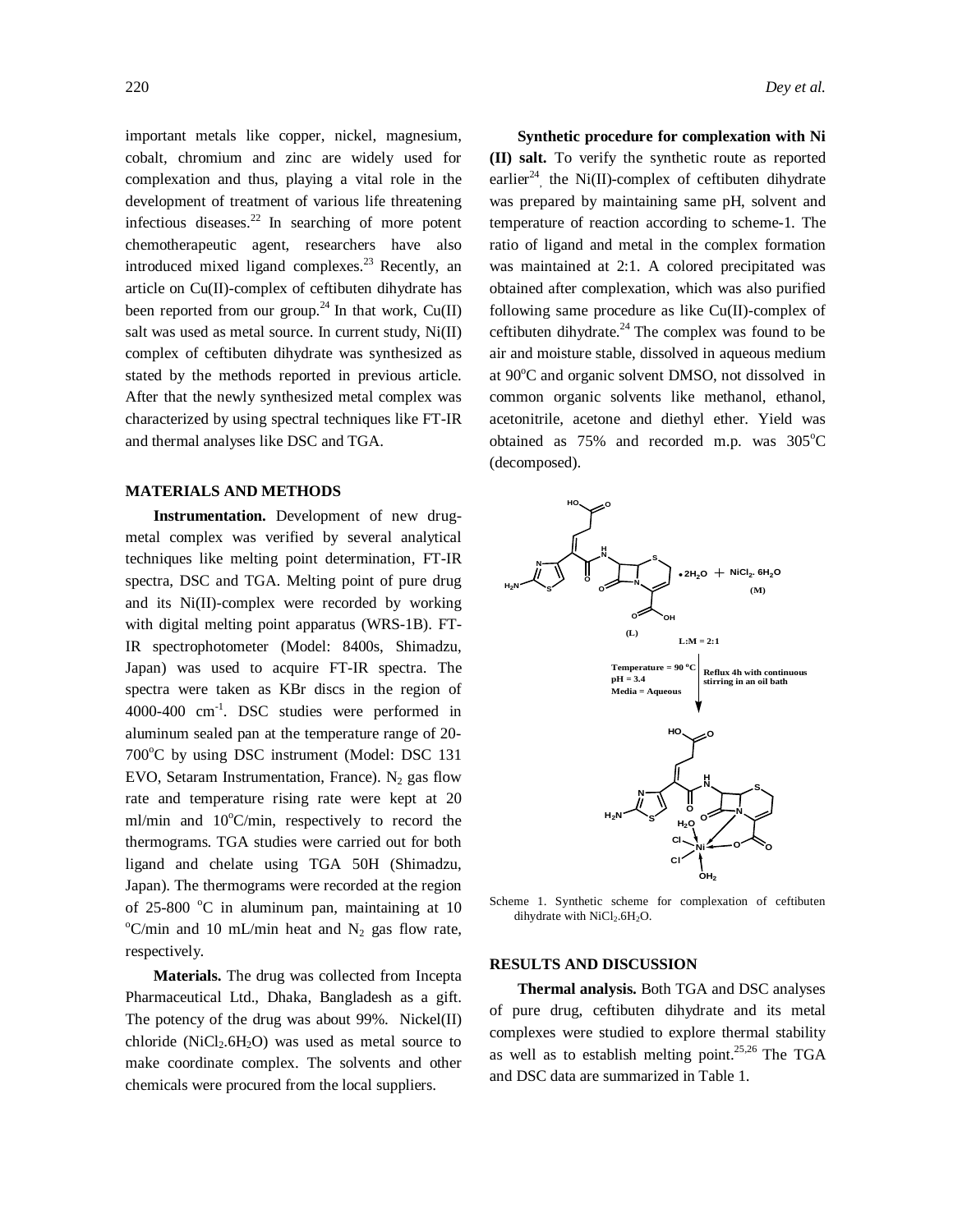important metals like copper, nickel, magnesium, cobalt, chromium and zinc are widely used for complexation and thus, playing a vital role in the development of treatment of various life threatening infectious diseases.[22] In searching of more potent chemotherapeutic agent, researchers have also introduced mixed ligand complexes.[23] Recently, an article on Cu(II)-complex of ceftibuten dihydrate has been reported from our group.[24] In that work, Cu(II) salt was used as metal source. In current study, Ni(II) complex of ceftibuten dihydrate was synthesized as stated by the methods reported in previous article. After that the newly synthesized metal complex was characterized by using spectral techniques like FT-IR and thermal analyses like DSC and TGA.

## MATERIALS AND METHODS

**Instrumentation.** Development of new drug-metal complex was verified by several analytical techniques like melting point determination, FT-IR spectra, DSC and TGA. Melting point of pure drug and its Ni(II)-complex were recorded by working with digital melting point apparatus (WRS-1B). FT-IR spectrophotometer (Model: 8400s, Shimadzu, Japan) was used to acquire FT-IR spectra. The spectra were taken as KBr discs in the region of 4000-400 $cm^{-1}$. DSC studies were performed in aluminum sealed pan at the temperature range of 20-700°C by using DSC instrument (Model: DSC 131 EVO, Setaram Instrumentation, France). $N_2$ gas flow rate and temperature rising rate were kept at 20 ml/min and 10°C/min, respectively to record the thermograms. TGA studies were carried out for both ligand and chelate using TGA 50H (Shimadzu, Japan). The thermograms were recorded at the region of 25-800 °C in aluminum pan, maintaining at 10 °C/min and 10 mL/min heat and $N_2$ gas flow rate, respectively.

**Materials.** The drug was collected from Incepta Pharmaceutical Ltd., Dhaka, Bangladesh as a gift. The potency of the drug was about 99%. Nickel(II) chloride ($NiCl_2.6H_2O$) was used as metal source to make coordinate complex. The solvents and other chemicals were procured from the local suppliers.

**Synthetic procedure for complexation with Ni (II) salt.** To verify the synthetic route as reported earlier[24], the Ni(II)-complex of ceftibuten dihydrate was prepared by maintaining same pH, solvent and temperature of reaction according to scheme-1. The ratio of ligand and metal in the complex formation was maintained at 2:1. A colored precipitated was obtained after complexation, which was also purified following same procedure as like Cu(II)-complex of ceftibuten dihydrate.[24] The complex was found to be air and moisture stable, dissolved in aqueous medium at 90°C and organic solvent DMSO, not dissolved in common organic solvents like methanol, ethanol, acetonitrile, acetone and diethyl ether. Yield was obtained as 75% and recorded m.p. was 305°C (decomposed).

Scheme 1. Synthetic scheme for complexation of ceftibuten dihydrate with $NiCl_2.6H_2O$.

## RESULTS AND DISCUSSION

**Thermal analysis.** Both TGA and DSC analyses of pure drug, ceftibuten dihydrate and its metal complexes were studied to explore thermal stability as well as to establish melting point.[25,26] The TGA and DSC data are summarized in Table 1.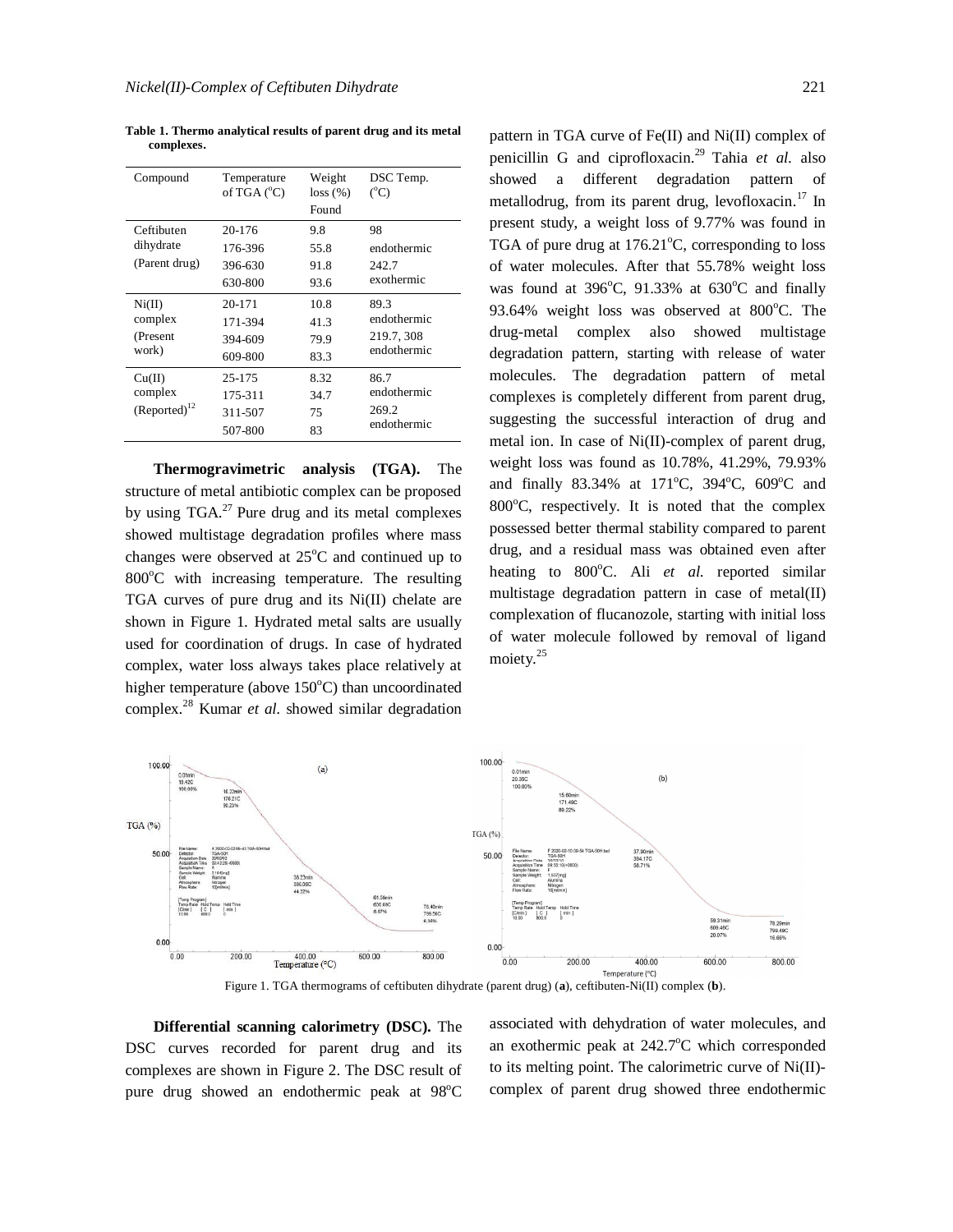**Table 1. Thermo analytical results of parent drug and its metal complexes.**

| Compound | Temperature of TGA (°C) | Weight loss (%) Found | DSC Temp. (°C) |
|---|---|---|---|
| Ceftibuten dihydrate (Parent drug) | 20-176 | 9.8 | 98 endothermic |
| | 176-396 | 55.8 | 242.7 exothermic |
| | 396-630 | 91.8 | |
| | 630-800 | 93.6 | |
| Ni(II) complex (Present work) | 20-171 | 10.8 | 89.3 endothermic |
| | 171-394 | 41.3 | 219.7, 308 endothermic |
| | 394-609 | 79.9 | |
| | 609-800 | 83.3 | |
| Cu(II) complex (Reported)[12] | 25-175 | 8.32 | 86.7 endothermic |
| | 175-311 | 34.7 | 269.2 endothermic |
| | 311-507 | 75 | |
| | 507-800 | 83 | |

**Thermogravimetric analysis (TGA).** The structure of metal antibiotic complex can be proposed by using TGA.[27] Pure drug and its metal complexes showed multistage degradation profiles where mass changes were observed at 25°C and continued up to 800°C with increasing temperature. The resulting TGA curves of pure drug and its Ni(II) chelate are shown in Figure 1. Hydrated metal salts are usually used for coordination of drugs. In case of hydrated complex, water loss always takes place relatively at higher temperature (above 150°C) than uncoordinated complex.[28] Kumar *et al.* showed similar degradation pattern in TGA curve of Fe(II) and Ni(II) complex of penicillin G and ciprofloxacin.[29] Tahia *et al.* also showed a different degradation pattern of metallodrug, from its parent drug, levofloxacin.[17] In present study, a weight loss of 9.77% was found in TGA of pure drug at 176.21°C, corresponding to loss of water molecules. After that 55.78% weight loss was found at 396°C, 91.33% at 630°C and finally 93.64% weight loss was observed at 800°C. The drug-metal complex also showed multistage degradation pattern, starting with release of water molecules. The degradation pattern of metal complexes is completely different from parent drug, suggesting the successful interaction of drug and metal ion. In case of Ni(II)-complex of parent drug, weight loss was found as 10.78%, 41.29%, 79.93% and finally 83.34% at 171°C, 394°C, 609°C and 800°C, respectively. It is noted that the complex possessed better thermal stability compared to parent drug, and a residual mass was obtained even after heating to 800°C. Ali *et al.* reported similar multistage degradation pattern in case of metal(II) complexation of flucanozole, starting with initial loss of water molecule followed by removal of ligand moiety.[25]

Figure 1. TGA thermograms of ceftibuten dihydrate (parent drug) (**a**), ceftibuten-Ni(II) complex (**b**).

**Differential scanning calorimetry (DSC).** The DSC curves recorded for parent drug and its complexes are shown in Figure 2. The DSC result of pure drug showed an endothermic peak at 98°C associated with dehydration of water molecules, and an exothermic peak at 242.7°C which corresponded to its melting point. The calorimetric curve of Ni(II)-complex of parent drug showed three endothermic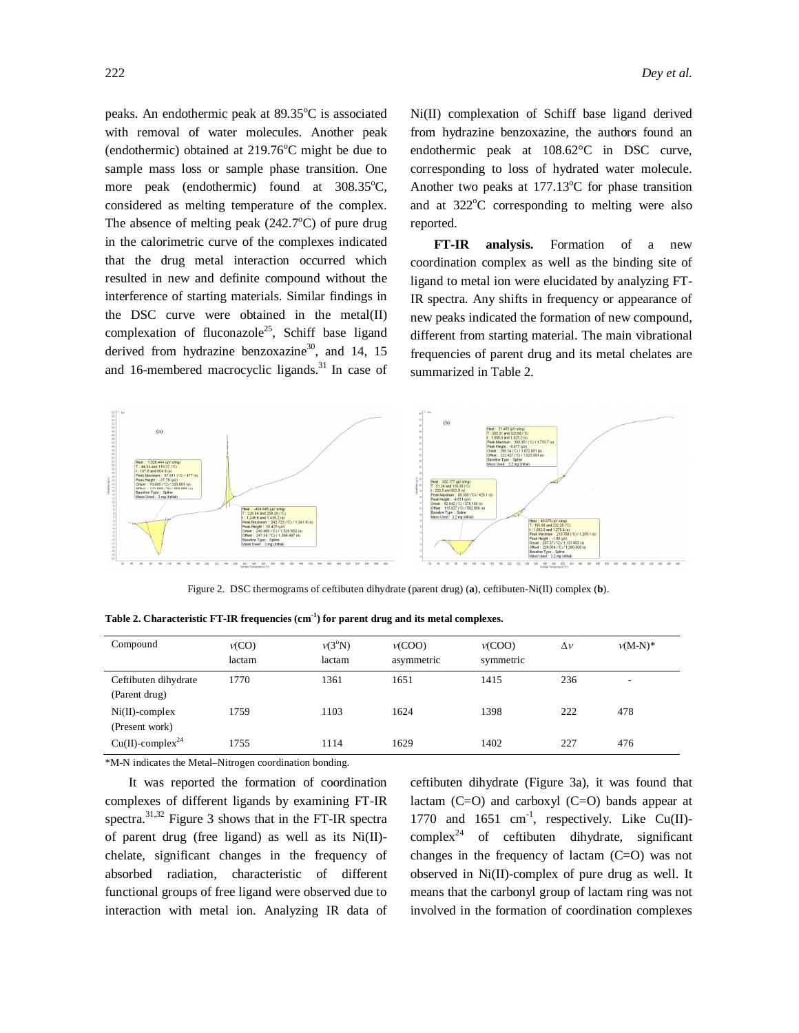peaks. An endothermic peak at 89.35°C is associated with removal of water molecules. Another peak (endothermic) obtained at 219.76°C might be due to sample mass loss or sample phase transition. One more peak (endothermic) found at 308.35°C, considered as melting temperature of the complex. The absence of melting peak (242.7°C) of pure drug in the calorimetric curve of the complexes indicated that the drug metal interaction occurred which resulted in new and definite compound without the interference of starting materials. Similar findings in the DSC curve were obtained in the metal(II) complexation of fluconazole[25], Schiff base ligand derived from hydrazine benzoxazine[30], and 14, 15 and 16-membered macrocyclic ligands.[31] In case of Ni(II) complexation of Schiff base ligand derived from hydrazine benzoxazine, the authors found an endothermic peak at 108.62°C in DSC curve, corresponding to loss of hydrated water molecule. Another two peaks at 177.13°C for phase transition and at 322°C corresponding to melting were also reported.

**FT-IR analysis.** Formation of a new coordination complex as well as the binding site of ligand to metal ion were elucidated by analyzing FT-IR spectra. Any shifts in frequency or appearance of new peaks indicated the formation of new compound, different from starting material. The main vibrational frequencies of parent drug and its metal chelates are summarized in Table 2.

Figure 2. DSC thermograms of ceftibuten dihydrate (parent drug) (**a**), ceftibuten-Ni(II) complex (**b**).

**Table 2. Characteristic FT-IR frequencies ($cm^{-1}$) for parent drug and its metal complexes.**

| Compound | $\nu$(CO) lactam | $\nu$(3°N) lactam | $\nu$(COO) asymmetric | $\nu$(COO) symmetric | $\Delta\nu$ | $\nu$(M-N)* |
|---|---|---|---|---|---|---|
| Ceftibuten dihydrate (Parent drug) | 1770 | 1361 | 1651 | 1415 | 236 | - |
| Ni(II)-complex (Present work) | 1759 | 1103 | 1624 | 1398 | 222 | 478 |
| Cu(II)-complex[24] | 1755 | 1114 | 1629 | 1402 | 227 | 476 |

*M-N indicates the Metal–Nitrogen coordination bonding.

It was reported the formation of coordination complexes of different ligands by examining FT-IR spectra.[31,32] Figure 3 shows that in the FT-IR spectra of parent drug (free ligand) as well as its Ni(II)-chelate, significant changes in the frequency of absorbed radiation, characteristic of different functional groups of free ligand were observed due to interaction with metal ion. Analyzing IR data of ceftibuten dihydrate (Figure 3a), it was found that lactam (C=O) and carboxyl (C=O) bands appear at 1770 and 1651 $cm^{-1}$, respectively. Like Cu(II)-complex[24] of ceftibuten dihydrate, significant changes in the frequency of lactam (C=O) was not observed in Ni(II)-complex of pure drug as well. It means that the carbonyl group of lactam ring was not involved in the formation of coordination complexes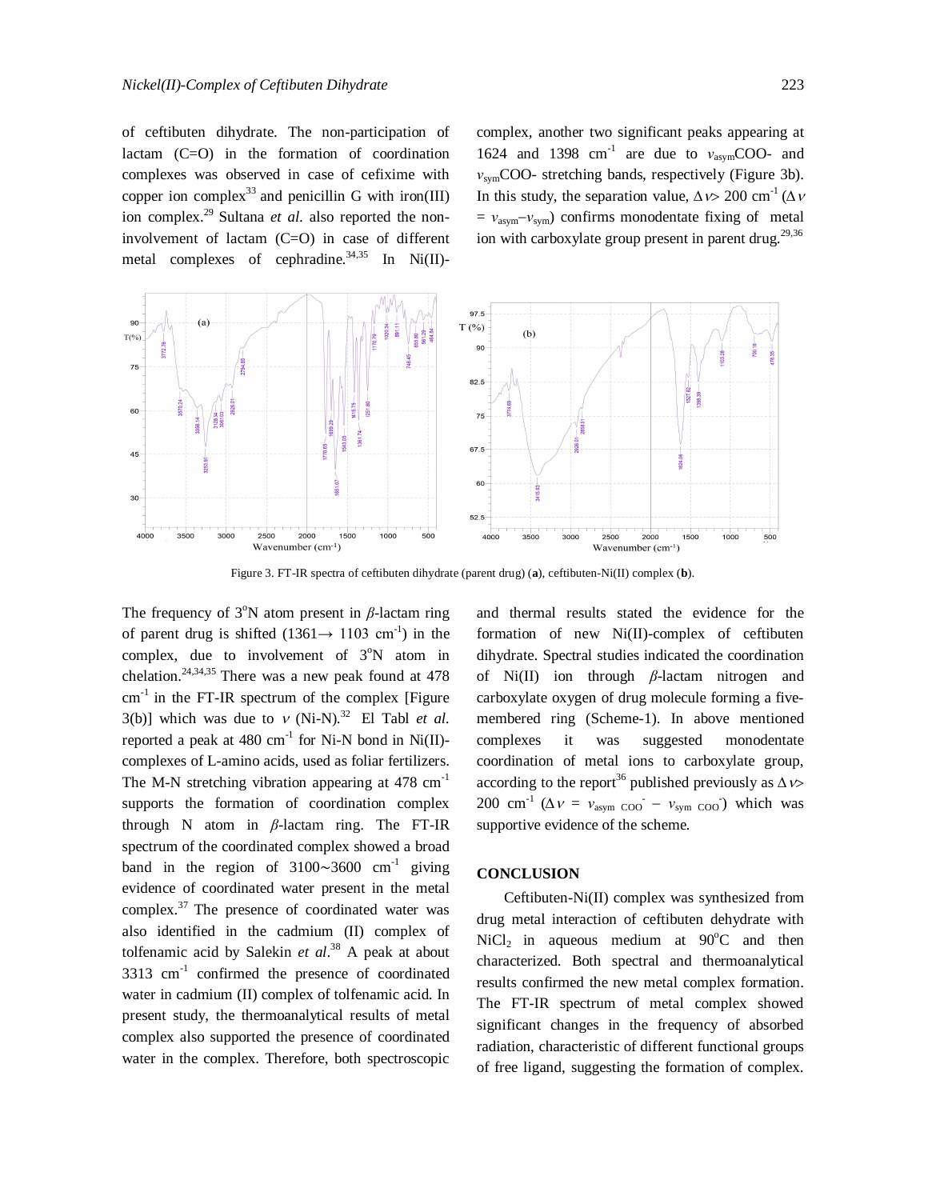of ceftibuten dihydrate. The non-participation of lactam (C=O) in the formation of coordination complexes was observed in case of cefixime with copper ion complex[33] and penicillin G with iron(III) ion complex.[29] Sultana *et al*. also reported the non-involvement of lactam (C=O) in case of different metal complexes of cephradine.[34,35] In Ni(II)-complex, another two significant peaks appearing at 1624 and 1398 $cm^{-1}$ are due to $\nu_{asym}$COO- and $\nu_{sym}$COO- stretching bands, respectively (Figure 3b). In this study, the separation value, $\Delta\nu > 200$ $cm^{-1}$ ($\Delta\nu = \nu_{asym} - \nu_{sym}$) confirms monodentate fixing of metal ion with carboxylate group present in parent drug.[29,36]

Figure 3. FT-IR spectra of ceftibuten dihydrate (parent drug) (**a**), ceftibuten-Ni(II) complex (**b**).

The frequency of 3°N atom present in *β*-lactam ring of parent drug is shifted (1361→ 1103 $cm^{-1}$) in the complex, due to involvement of 3°N atom in chelation.[24,34,35] There was a new peak found at 478 $cm^{-1}$ in the FT-IR spectrum of the complex [Figure 3(b)] which was due to $\nu$ (Ni-N).[32] El Tabl *et al.* reported a peak at 480 $cm^{-1}$ for Ni-N bond in Ni(II)-complexes of L-amino acids, used as foliar fertilizers. The M-N stretching vibration appearing at 478 $cm^{-1}$ supports the formation of coordination complex through N atom in *β*-lactam ring. The FT-IR spectrum of the coordinated complex showed a broad band in the region of 3100~3600 $cm^{-1}$ giving evidence of coordinated water present in the metal complex.[37] The presence of coordinated water was also identified in the cadmium (II) complex of tolfenamic acid by Salekin *et al*.[38] A peak at about 3313 $cm^{-1}$ confirmed the presence of coordinated water in cadmium (II) complex of tolfenamic acid. In present study, the thermoanalytical results of metal complex also supported the presence of coordinated water in the complex. Therefore, both spectroscopic and thermal results stated the evidence for the formation of new Ni(II)-complex of ceftibuten dihydrate. Spectral studies indicated the coordination of Ni(II) ion through *β*-lactam nitrogen and carboxylate oxygen of drug molecule forming a five-membered ring (Scheme-1). In above mentioned complexes it was suggested monodentate coordination of metal ions to carboxylate group, according to the report[36] published previously as $\Delta\nu > 200$ $cm^{-1}$ ($\Delta\nu = \nu_{asym\ COO^-} - \nu_{sym\ COO^-}$) which was supportive evidence of the scheme.

## CONCLUSION

Ceftibuten-Ni(II) complex was synthesized from drug metal interaction of ceftibuten dehydrate with $NiCl_2$ in aqueous medium at 90°C and then characterized. Both spectral and thermoanalytical results confirmed the new metal complex formation. The FT-IR spectrum of metal complex showed significant changes in the frequency of absorbed radiation, characteristic of different functional groups of free ligand, suggesting the formation of complex.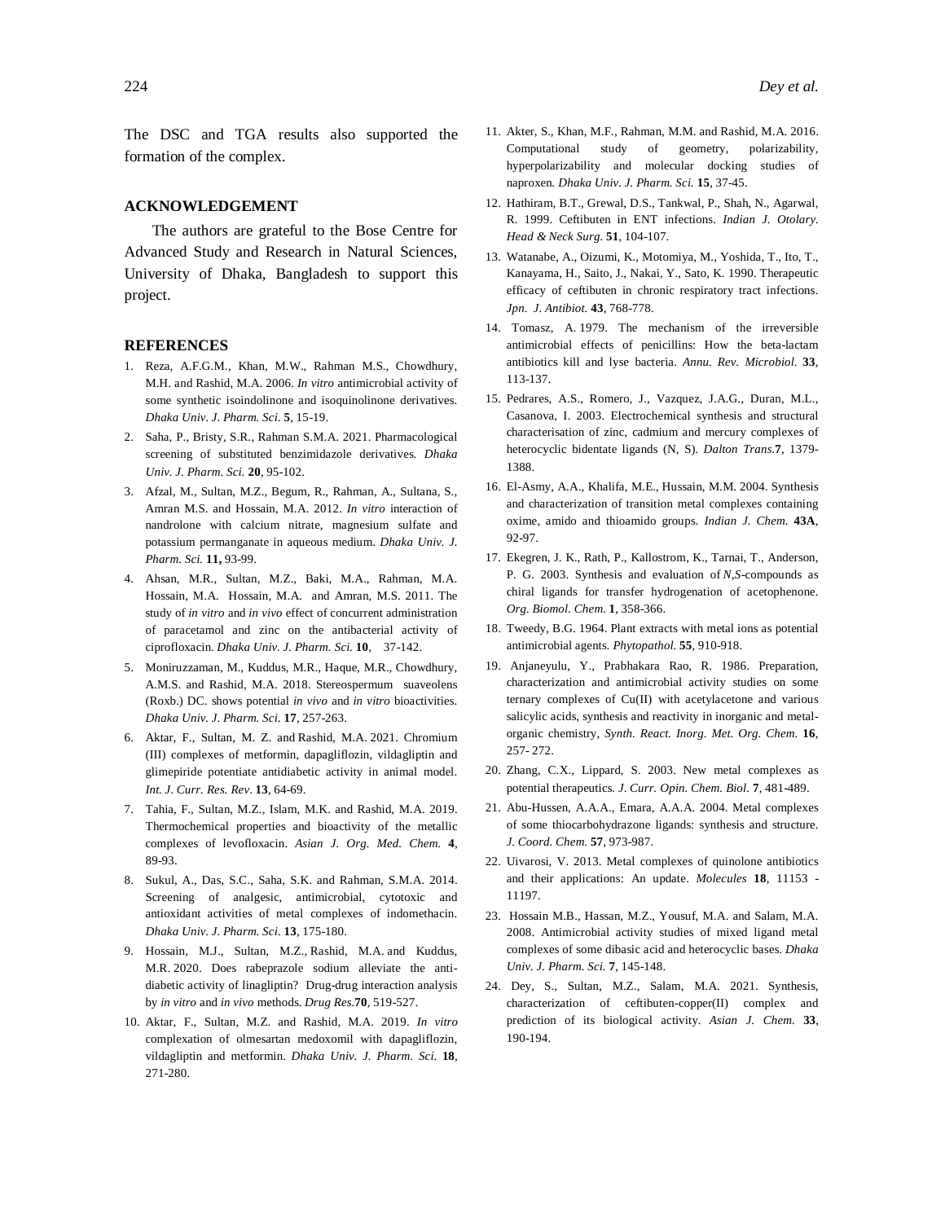The DSC and TGA results also supported the formation of the complex.

## ACKNOWLEDGEMENT

The authors are grateful to the Bose Centre for Advanced Study and Research in Natural Sciences, University of Dhaka, Bangladesh to support this project.

## REFERENCES

1. Reza, A.F.G.M., Khan, M.W., Rahman M.S., Chowdhury, M.H. and Rashid, M.A. 2006. *In vitro* antimicrobial activity of some synthetic isoindolinone and isoquinolinone derivatives. *Dhaka Univ. J. Pharm. Sci.* **5**, 15-19.
2. Saha, P., Bristy, S.R., Rahman S.M.A. 2021. Pharmacological screening of substituted benzimidazole derivatives. *Dhaka Univ. J. Pharm. Sci.* **20**, 95-102.
3. Afzal, M., Sultan, M.Z., Begum, R., Rahman, A., Sultana, S., Amran M.S. and Hossain, M.A. 2012. *In vitro* interaction of nandrolone with calcium nitrate, magnesium sulfate and potassium permanganate in aqueous medium. *Dhaka Univ. J. Pharm. Sci.* **11,** 93-99.
4. Ahsan, M.R., Sultan, M.Z., Baki, M.A., Rahman, M.A. Hossain, M.A. Hossain, M.A. and Amran, M.S. 2011. The study of *in vitro* and *in vivo* effect of concurrent administration of paracetamol and zinc on the antibacterial activity of ciprofloxacin. *Dhaka Univ. J. Pharm. Sci.* **10**, 37-142.
5. Moniruzzaman, M., Kuddus, M.R., Haque, M.R., Chowdhury, A.M.S. and Rashid, M.A. 2018. Stereospermum suaveolens (Roxb.) DC. shows potential *in vivo* and *in vitro* bioactivities. *Dhaka Univ. J. Pharm. Sci.* **17**, 257-263.
6. Aktar, F., Sultan, M. Z. and Rashid, M.A. 2021. Chromium (III) complexes of metformin, dapagliflozin, vildagliptin and glimepiride potentiate antidiabetic activity in animal model. *Int. J. Curr. Res. Rev*. **13**, 64-69.
7. Tahia, F., Sultan, M.Z., Islam, M.K. and Rashid, M.A. 2019. Thermochemical properties and bioactivity of the metallic complexes of levofloxacin. *Asian J. Org. Med. Chem.* **4**, 89-93.
8. Sukul, A., Das, S.C., Saha, S.K. and Rahman, S.M.A. 2014. Screening of analgesic, antimicrobial, cytotoxic and antioxidant activities of metal complexes of indomethacin. *Dhaka Univ. J. Pharm. Sci.* **13**, 175-180.
9. Hossain, M.J., Sultan, M.Z., Rashid, M.A. and Kuddus, M.R. 2020. Does rabeprazole sodium alleviate the anti-diabetic activity of linagliptin? Drug-drug interaction analysis by *in vitro* and *in vivo* methods. *Drug Res.***70**, 519-527.
10. Aktar, F., Sultan, M.Z. and Rashid, M.A. 2019. *In vitro* complexation of olmesartan medoxomil with dapagliflozin, vildagliptin and metformin. *Dhaka Univ. J. Pharm. Sci.* **18**, 271-280.
11. Akter, S., Khan, M.F., Rahman, M.M. and Rashid, M.A. 2016. Computational study of geometry, polarizability, hyperpolarizability and molecular docking studies of naproxen. *Dhaka Univ. J. Pharm. Sci.* **15**, 37-45.
12. Hathiram, B.T., Grewal, D.S., Tankwal, P., Shah, N., Agarwal, R. 1999. Ceftibuten in ENT infections. *Indian J. Otolary. Head & Neck Surg.* **51**, 104-107.
13. Watanabe, A., Oizumi, K., Motomiya, M., Yoshida, T., Ito, T., Kanayama, H., Saito, J., Nakai, Y., Sato, K. 1990. Therapeutic efficacy of ceftibuten in chronic respiratory tract infections. *Jpn. J. Antibiot.* **43**, 768-778.
14. Tomasz, A. 1979. The mechanism of the irreversible antimicrobial effects of penicillins: How the beta-lactam antibiotics kill and lyse bacteria. *Annu. Rev. Microbiol.* **33**, 113-137.
15. Pedrares, A.S., Romero, J., Vazquez, J.A.G., Duran, M.L., Casanova, I. 2003. Electrochemical synthesis and structural characterisation of zinc, cadmium and mercury complexes of heterocyclic bidentate ligands (N, S). *Dalton Trans.***7**, 1379-1388.
16. El-Asmy, A.A., Khalifa, M.E., Hussain, M.M. 2004. Synthesis and characterization of transition metal complexes containing oxime, amido and thioamido groups. *Indian J. Chem.* **43A**, 92-97.
17. Ekegren, J. K., Rath, P., Kallostrom, K., Tarnai, T., Anderson, P. G. 2003. Synthesis and evaluation of *N,S*-compounds as chiral ligands for transfer hydrogenation of acetophenone. *Org. Biomol. Chem.* **1**, 358-366.
18. Tweedy, B.G. 1964. Plant extracts with metal ions as potential antimicrobial agents. *Phytopathol.* **55**, 910-918.
19. Anjaneyulu, Y., Prabhakara Rao, R. 1986. Preparation, characterization and antimicrobial activity studies on some ternary complexes of Cu(II) with acetylacetone and various salicylic acids, synthesis and reactivity in inorganic and metal-organic chemistry, *Synth. React. Inorg. Met. Org. Chem.* **16**, 257- 272.
20. Zhang, C.X., Lippard, S. 2003. New metal complexes as potential therapeutics. *J. Curr. Opin. Chem. Biol.* **7**, 481-489.
21. Abu-Hussen, A.A.A., Emara, A.A.A. 2004. Metal complexes of some thiocarbohydrazone ligands: synthesis and structure. *J. Coord. Chem.* **57**, 973-987.
22. Uivarosi, V. 2013. Metal complexes of quinolone antibiotics and their applications: An update. *Molecules* **18**, 11153 - 11197.
23. Hossain M.B., Hassan, M.Z., Yousuf, M.A. and Salam, M.A. 2008. Antimicrobial activity studies of mixed ligand metal complexes of some dibasic acid and heterocyclic bases. *Dhaka Univ. J. Pharm. Sci.* **7**, 145-148.
24. Dey, S., Sultan, M.Z., Salam, M.A. 2021. Synthesis, characterization of ceftibuten-copper(II) complex and prediction of its biological activity. *Asian J. Chem.* **33**, 190-194.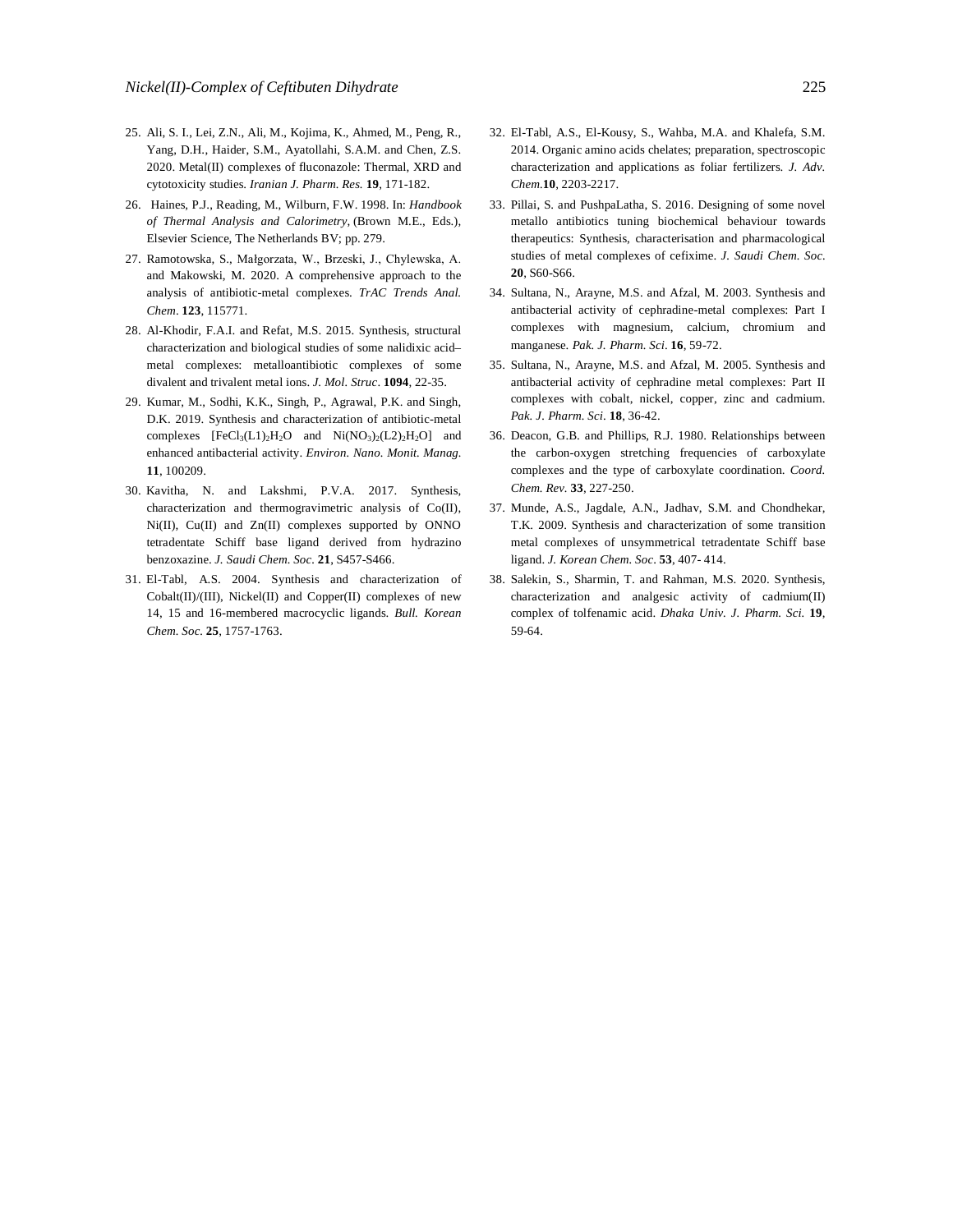25. Ali, S. I., Lei, Z.N., Ali, M., Kojima, K., Ahmed, M., Peng, R., Yang, D.H., Haider, S.M., Ayatollahi, S.A.M. and Chen, Z.S. 2020. Metal(II) complexes of fluconazole: Thermal, XRD and cytotoxicity studies. *Iranian J. Pharm. Res.* **19**, 171-182.

26. Haines, P.J., Reading, M., Wilburn, F.W. 1998. In: *Handbook of Thermal Analysis and Calorimetry*, (Brown M.E., Eds.), Elsevier Science, The Netherlands BV; pp. 279.

27. Ramotowska, S., Małgorzata, W., Brzeski, J., Chylewska, A. and Makowski, M. 2020. A comprehensive approach to the analysis of antibiotic-metal complexes. *TrAC Trends Anal. Chem*. **123**, 115771.

28. Al-Khodir, F.A.I. and Refat, M.S. 2015. Synthesis, structural characterization and biological studies of some nalidixic acid–metal complexes: metalloantibiotic complexes of some divalent and trivalent metal ions. *J. Mol. Struc*. **1094**, 22-35.

29. Kumar, M., Sodhi, K.K., Singh, P., Agrawal, P.K. and Singh, D.K. 2019. Synthesis and characterization of antibiotic-metal complexes $[FeCl_3(L1)_2H_2O$ and $Ni(NO_3)_2(L2)_2H_2O]$ and enhanced antibacterial activity. *Environ. Nano. Monit. Manag.* **11**, 100209.

30. Kavitha, N. and Lakshmi, P.V.A. 2017. Synthesis, characterization and thermogravimetric analysis of Co(II), Ni(II), Cu(II) and Zn(II) complexes supported by ONNO tetradentate Schiff base ligand derived from hydrazino benzoxazine. *J. Saudi Chem. Soc.* **21**, S457-S466.

31. El-Tabl, A.S. 2004. Synthesis and characterization of Cobalt(II)/(III), Nickel(II) and Copper(II) complexes of new 14, 15 and 16-membered macrocyclic ligands. *Bull. Korean Chem. Soc*. **25**, 1757-1763.

32. El-Tabl, A.S., El-Kousy, S., Wahba, M.A. and Khalefa, S.M. 2014. Organic amino acids chelates; preparation, spectroscopic characterization and applications as foliar fertilizers. *J. Adv. Chem.***10**, 2203-2217.

33. Pillai, S. and PushpaLatha, S. 2016. Designing of some novel metallo antibiotics tuning biochemical behaviour towards therapeutics: Synthesis, characterisation and pharmacological studies of metal complexes of cefixime. *J. Saudi Chem. Soc.* **20**, S60-S66.

34. Sultana, N., Arayne, M.S. and Afzal, M. 2003. Synthesis and antibacterial activity of cephradine-metal complexes: Part I complexes with magnesium, calcium, chromium and manganese. *Pak. J. Pharm. Sci*. **16**, 59-72.

35. Sultana, N., Arayne, M.S. and Afzal, M. 2005. Synthesis and antibacterial activity of cephradine metal complexes: Part II complexes with cobalt, nickel, copper, zinc and cadmium. *Pak. J. Pharm. Sci*. **18**, 36-42.

36. Deacon, G.B. and Phillips, R.J. 1980. Relationships between the carbon-oxygen stretching frequencies of carboxylate complexes and the type of carboxylate coordination. *Coord. Chem. Rev.* **33**, 227-250.

37. Munde, A.S., Jagdale, A.N., Jadhav, S.M. and Chondhekar, T.K. 2009. Synthesis and characterization of some transition metal complexes of unsymmetrical tetradentate Schiff base ligand. *J. Korean Chem. Soc*. **53**, 407- 414.

38. Salekin, S., Sharmin, T. and Rahman, M.S. 2020. Synthesis, characterization and analgesic activity of cadmium(II) complex of tolfenamic acid. *Dhaka Univ. J. Pharm. Sci.* **19**, 59-64.